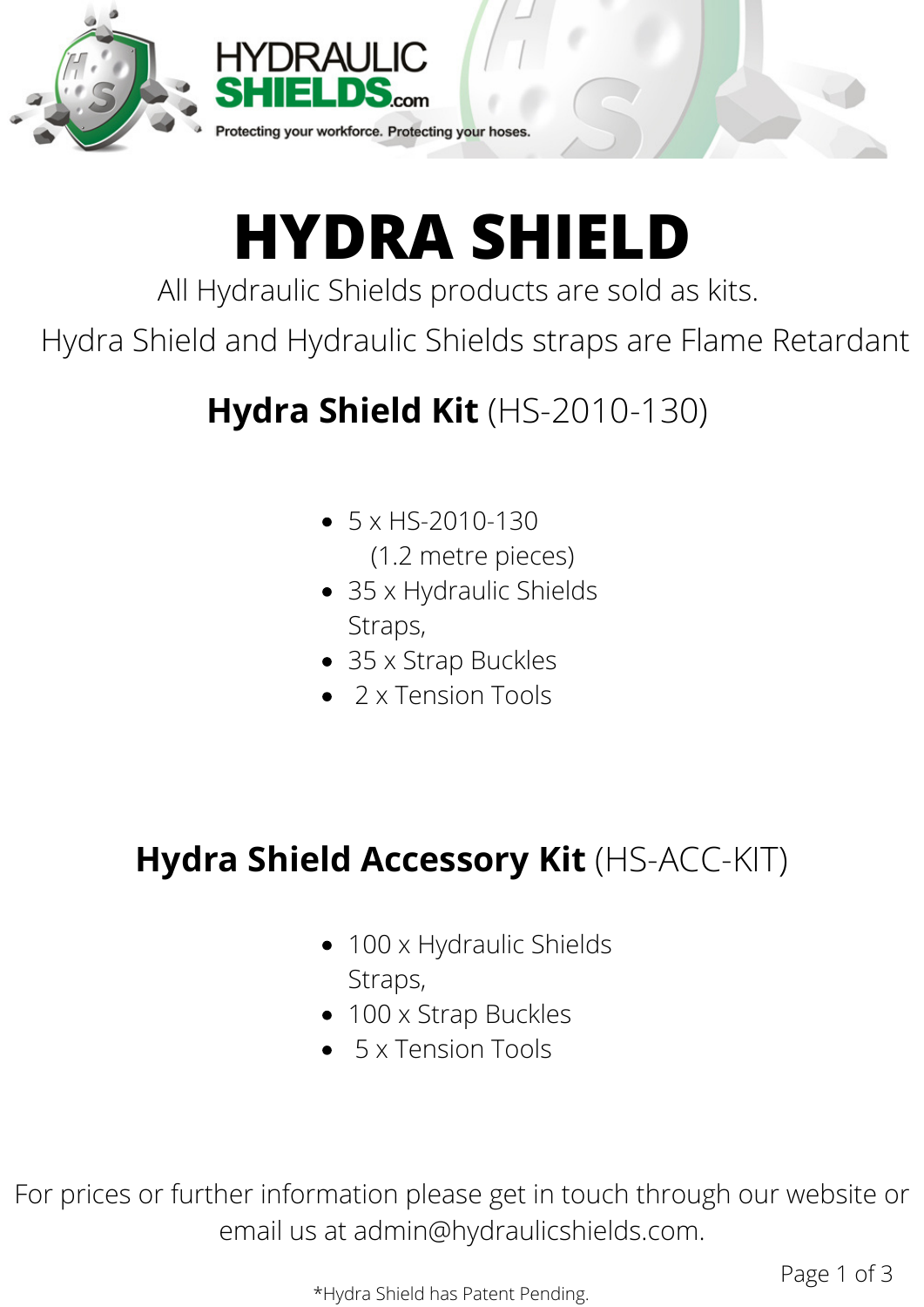HYDRAULIC SHIELDS.com

Protecting your workforce. Protecting your hoses.

# HYDRA SHIELD

All Hydraulic Shields products are sold as kits.

Hydra Shield and Hydraulic Shields straps are Flame Retardant

## **Hydra Shield Kit** (HS-2010-130)

- 5 x HS-2010-130 (1.2 metre pieces)
- 35 x Hydraulic Shields Straps,
- 35 x Strap Buckles
- 2 x Tension Tools

## **Hydra Shield Accessory Kit** (HS-ACC-KIT)

- 100 x Hydraulic Shields Straps,
- 100 x Strap Buckles
- 5 x Tension Tools

For prices or further information please get in touch through our website or email us at admin@hydraulicshields.com.

*Hydra Shield has Patent Pending.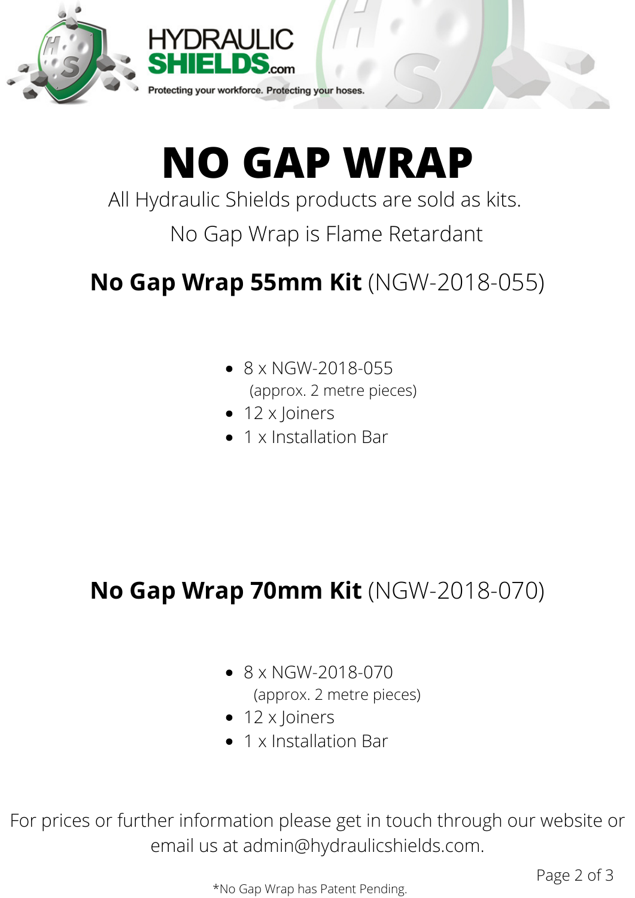HYDRAULIC SHIELDS.com

Protecting your workforce. Protecting your hoses.

# NO GAP WRAP

All Hydraulic Shields products are sold as kits.

No Gap Wrap is Flame Retardant

## **No Gap Wrap 55mm Kit** (NGW-2018-055)

- 8 x NGW-2018-055
  (approx. 2 metre pieces)
- 12 x Joiners
- 1 x Installation Bar

## **No Gap Wrap 70mm Kit** (NGW-2018-070)

- 8 x NGW-2018-070
  (approx. 2 metre pieces)
- 12 x Joiners
- 1 x Installation Bar

For prices or further information please get in touch through our website or email us at admin@hydraulicshields.com.

*No Gap Wrap has Patent Pending.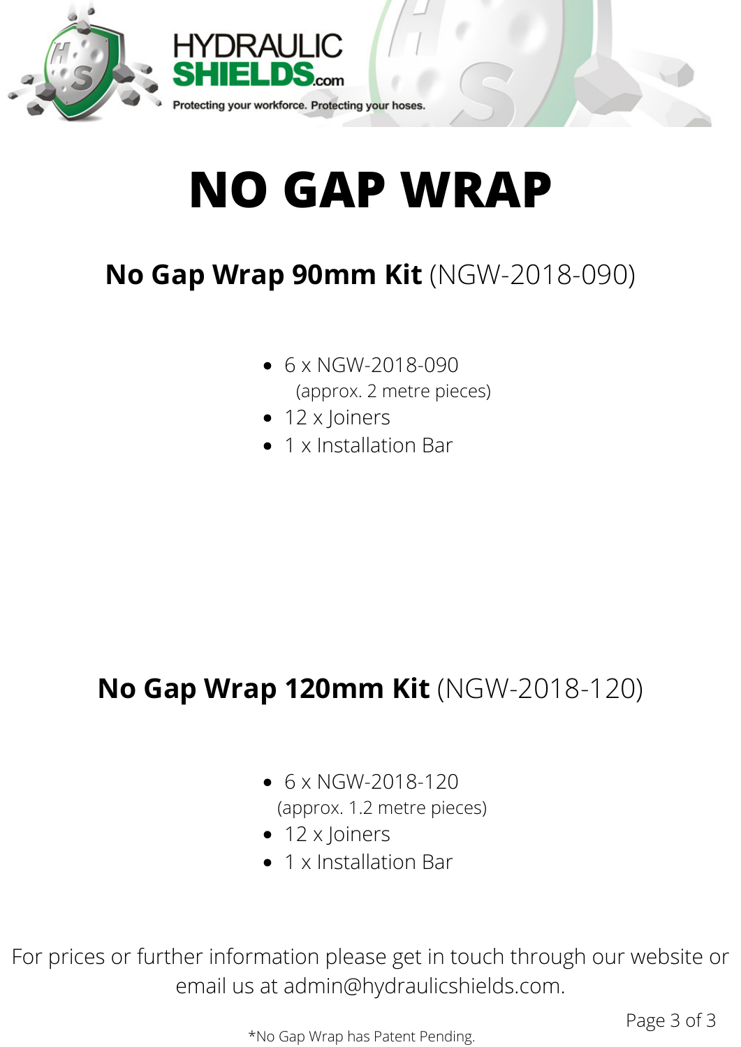# NO GAP WRAP

## **No Gap Wrap 90mm Kit** (NGW-2018-090)

- 6 x NGW-2018-090
  (approx. 2 metre pieces)
- 12 x Joiners
- 1 x Installation Bar

## **No Gap Wrap 120mm Kit** (NGW-2018-120)

- 6 x NGW-2018-120
  (approx. 1.2 metre pieces)
- 12 x Joiners
- 1 x Installation Bar

For prices or further information please get in touch through our website or email us at admin@hydraulicshields.com.

*No Gap Wrap has Patent Pending.